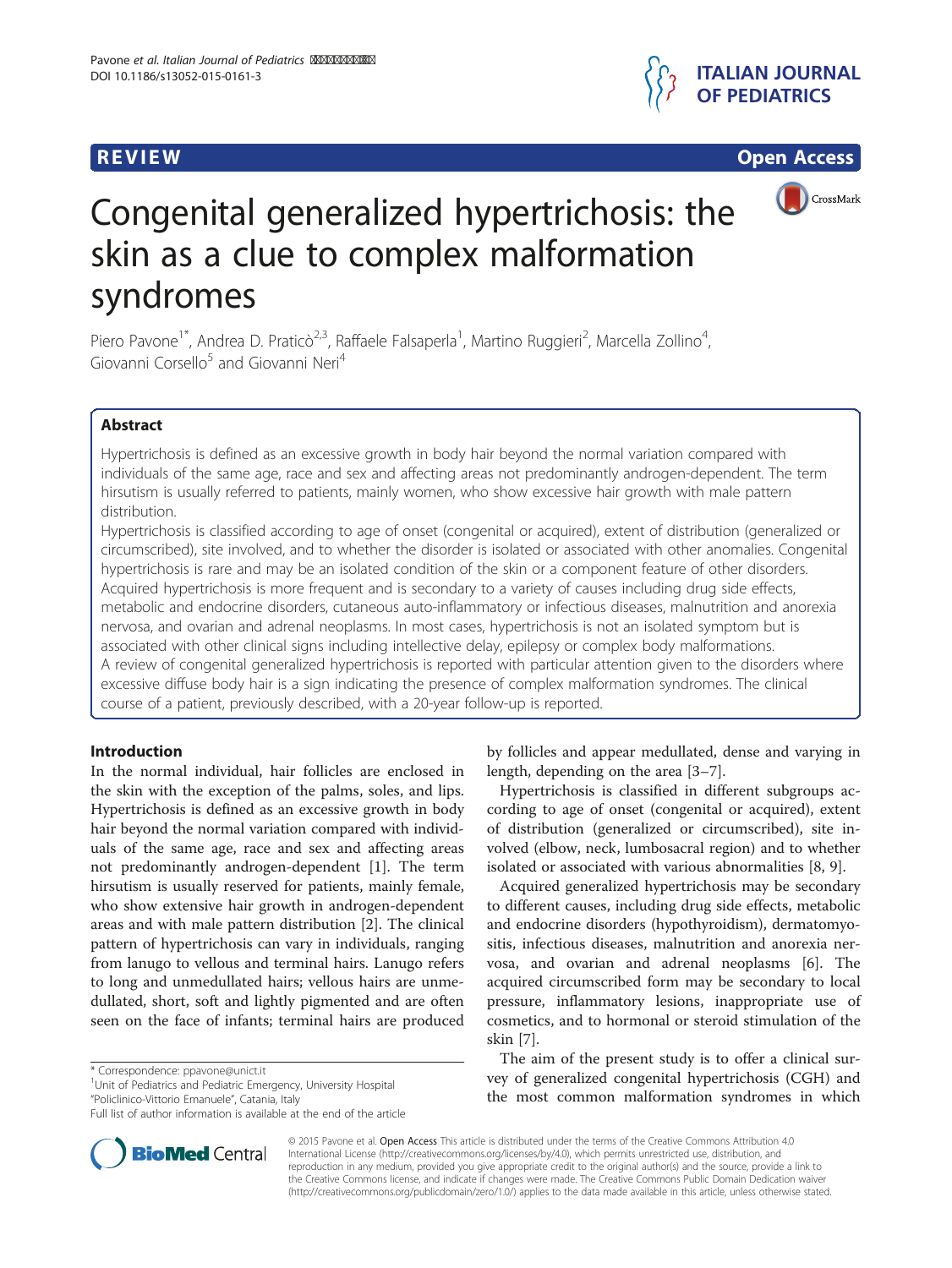**REVIEW** **Open Access**

# Congenital generalized hypertrichosis: the skin as a clue to complex malformation syndromes

Piero Pavone[1*], Andrea D. Praticò[2,3], Raffaele Falsaperla[1], Martino Ruggieri[2], Marcella Zollino[4], Giovanni Corsello[5] and Giovanni Neri[4]

## Abstract

Hypertrichosis is defined as an excessive growth in body hair beyond the normal variation compared with individuals of the same age, race and sex and affecting areas not predominantly androgen-dependent. The term hirsutism is usually referred to patients, mainly women, who show excessive hair growth with male pattern distribution.

Hypertrichosis is classified according to age of onset (congenital or acquired), extent of distribution (generalized or circumscribed), site involved, and to whether the disorder is isolated or associated with other anomalies. Congenital hypertrichosis is rare and may be an isolated condition of the skin or a component feature of other disorders. Acquired hypertrichosis is more frequent and is secondary to a variety of causes including drug side effects, metabolic and endocrine disorders, cutaneous auto-inflammatory or infectious diseases, malnutrition and anorexia nervosa, and ovarian and adrenal neoplasms. In most cases, hypertrichosis is not an isolated symptom but is associated with other clinical signs including intellective delay, epilepsy or complex body malformations.

A review of congenital generalized hypertrichosis is reported with particular attention given to the disorders where excessive diffuse body hair is a sign indicating the presence of complex malformation syndromes. The clinical course of a patient, previously described, with a 20-year follow-up is reported.

## Introduction

In the normal individual, hair follicles are enclosed in the skin with the exception of the palms, soles, and lips. Hypertrichosis is defined as an excessive growth in body hair beyond the normal variation compared with individuals of the same age, race and sex and affecting areas not predominantly androgen-dependent [1]. The term hirsutism is usually reserved for patients, mainly female, who show extensive hair growth in androgen-dependent areas and with male pattern distribution [2]. The clinical pattern of hypertrichosis can vary in individuals, ranging from lanugo to vellous and terminal hairs. Lanugo refers to long and unmedullated hairs; vellous hairs are unmedullated, short, soft and lightly pigmented and are often seen on the face of infants; terminal hairs are produced by follicles and appear medullated, dense and varying in length, depending on the area [3–7].

Hypertrichosis is classified in different subgroups according to age of onset (congenital or acquired), extent of distribution (generalized or circumscribed), site involved (elbow, neck, lumbosacral region) and to whether isolated or associated with various abnormalities [8, 9].

Acquired generalized hypertrichosis may be secondary to different causes, including drug side effects, metabolic and endocrine disorders (hypothyroidism), dermatomyositis, infectious diseases, malnutrition and anorexia nervosa, and ovarian and adrenal neoplasms [6]. The acquired circumscribed form may be secondary to local pressure, inflammatory lesions, inappropriate use of cosmetics, and to hormonal or steroid stimulation of the skin [7].

The aim of the present study is to offer a clinical survey of generalized congenital hypertrichosis (CGH) and the most common malformation syndromes in which

\* Correspondence: ppavone@unict.it
[1]Unit of Pediatrics and Pediatric Emergency, University Hospital "Policlinico-Vittorio Emanuele", Catania, Italy
Full list of author information is available at the end of the article

© 2015 Pavone et al. **Open Access** This article is distributed under the terms of the Creative Commons Attribution 4.0 International License (http://creativecommons.org/licenses/by/4.0), which permits unrestricted use, distribution, and reproduction in any medium, provided you give appropriate credit to the original author(s) and the source, provide a link to the Creative Commons license, and indicate if changes were made. The Creative Commons Public Domain Dedication waiver (http://creativecommons.org/publicdomain/zero/1.0/) applies to the data made available in this article, unless otherwise stated.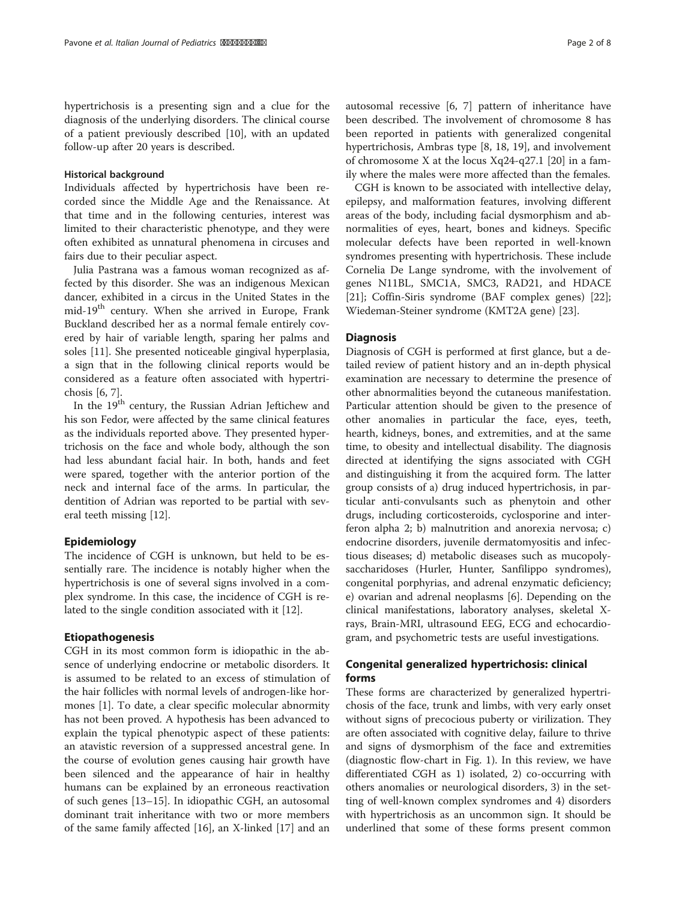hypertrichosis is a presenting sign and a clue for the diagnosis of the underlying disorders. The clinical course of a patient previously described [10], with an updated follow-up after 20 years is described.

#### Historical background

Individuals affected by hypertrichosis have been recorded since the Middle Age and the Renaissance. At that time and in the following centuries, interest was limited to their characteristic phenotype, and they were often exhibited as unnatural phenomena in circuses and fairs due to their peculiar aspect.

Julia Pastrana was a famous woman recognized as affected by this disorder. She was an indigenous Mexican dancer, exhibited in a circus in the United States in the mid-19th century. When she arrived in Europe, Frank Buckland described her as a normal female entirely covered by hair of variable length, sparing her palms and soles [11]. She presented noticeable gingival hyperplasia, a sign that in the following clinical reports would be considered as a feature often associated with hypertrichosis [6, 7].

In the 19th century, the Russian Adrian Jeftichew and his son Fedor, were affected by the same clinical features as the individuals reported above. They presented hypertrichosis on the face and whole body, although the son had less abundant facial hair. In both, hands and feet were spared, together with the anterior portion of the neck and internal face of the arms. In particular, the dentition of Adrian was reported to be partial with several teeth missing [12].

### Epidemiology

The incidence of CGH is unknown, but held to be essentially rare. The incidence is notably higher when the hypertrichosis is one of several signs involved in a complex syndrome. In this case, the incidence of CGH is related to the single condition associated with it [12].

### Etiopathogenesis

CGH in its most common form is idiopathic in the absence of underlying endocrine or metabolic disorders. It is assumed to be related to an excess of stimulation of the hair follicles with normal levels of androgen-like hormones [1]. To date, a clear specific molecular abnormity has not been proved. A hypothesis has been advanced to explain the typical phenotypic aspect of these patients: an atavistic reversion of a suppressed ancestral gene. In the course of evolution genes causing hair growth have been silenced and the appearance of hair in healthy humans can be explained by an erroneous reactivation of such genes [13–15]. In idiopathic CGH, an autosomal dominant trait inheritance with two or more members of the same family affected [16], an X-linked [17] and an autosomal recessive [6, 7] pattern of inheritance have been described. The involvement of chromosome 8 has been reported in patients with generalized congenital hypertrichosis, Ambras type [8, 18, 19], and involvement of chromosome X at the locus Xq24-q27.1 [20] in a family where the males were more affected than the females.

CGH is known to be associated with intellective delay, epilepsy, and malformation features, involving different areas of the body, including facial dysmorphism and abnormalities of eyes, heart, bones and kidneys. Specific molecular defects have been reported in well-known syndromes presenting with hypertrichosis. These include Cornelia De Lange syndrome, with the involvement of genes N11BL, SMC1A, SMC3, RAD21, and HDACE [21]; Coffin-Siris syndrome (BAF complex genes) [22]; Wiedeman-Steiner syndrome (KMT2A gene) [23].

### Diagnosis

Diagnosis of CGH is performed at first glance, but a detailed review of patient history and an in-depth physical examination are necessary to determine the presence of other abnormalities beyond the cutaneous manifestation. Particular attention should be given to the presence of other anomalies in particular the face, eyes, teeth, hearth, kidneys, bones, and extremities, and at the same time, to obesity and intellectual disability. The diagnosis directed at identifying the signs associated with CGH and distinguishing it from the acquired form. The latter group consists of a) drug induced hypertrichosis, in particular anti-convulsants such as phenytoin and other drugs, including corticosteroids, cyclosporine and interferon alpha 2; b) malnutrition and anorexia nervosa; c) endocrine disorders, juvenile dermatomyositis and infectious diseases; d) metabolic diseases such as mucopolysaccharidoses (Hurler, Hunter, Sanfilippo syndromes), congenital porphyrias, and adrenal enzymatic deficiency; e) ovarian and adrenal neoplasms [6]. Depending on the clinical manifestations, laboratory analyses, skeletal X-rays, Brain-MRI, ultrasound EEG, ECG and echocardiogram, and psychometric tests are useful investigations.

### Congenital generalized hypertrichosis: clinical forms

These forms are characterized by generalized hypertrichosis of the face, trunk and limbs, with very early onset without signs of precocious puberty or virilization. They are often associated with cognitive delay, failure to thrive and signs of dysmorphism of the face and extremities (diagnostic flow-chart in Fig. 1). In this review, we have differentiated CGH as 1) isolated, 2) co-occurring with others anomalies or neurological disorders, 3) in the setting of well-known complex syndromes and 4) disorders with hypertrichosis as an uncommon sign. It should be underlined that some of these forms present common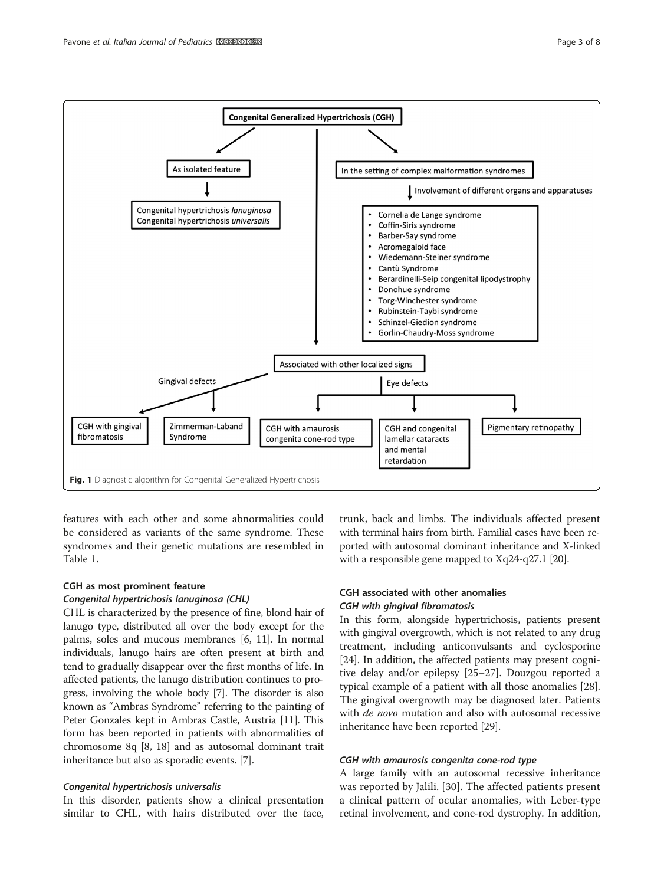**Congenital Generalized Hypertrichosis (CGH)**

- As isolated feature
  - Congenital hypertrichosis *lanuginosa*
  - Congenital hypertrichosis *universalis*
- In the setting of complex malformation syndromes
  - Involvement of different organs and apparatuses
    - Cornelia de Lange syndrome
    - Coffin-Siris syndrome
    - Barber-Say syndrome
    - Acromegaloid face
    - Wiedemann-Steiner syndrome
    - Cantù Syndrome
    - Berardinelli-Seip congenital lipodystrophy
    - Donohue syndrome
    - Torg-Winchester syndrome
    - Rubinstein-Taybi syndrome
    - Schinzel-Giedion syndrome
    - Gorlin-Chaudry-Moss syndrome
- Associated with other localized signs
  - Gingival defects
    - CGH with gingival fibromatosis
    - Zimmerman-Laband Syndrome
  - Eye defects
    - CGH with amaurosis congenita cone-rod type
    - CGH and congenital lamellar cataracts and mental retardation
    - Pigmentary retinopathy

**Fig. 1** Diagnostic algorithm for Congenital Generalized Hypertrichosis

features with each other and some abnormalities could be considered as variants of the same syndrome. These syndromes and their genetic mutations are resembled in Table 1.

## CGH as most prominent feature

### *Congenital hypertrichosis lanuginosa (CHL)*

CHL is characterized by the presence of fine, blond hair of lanugo type, distributed all over the body except for the palms, soles and mucous membranes [6, 11]. In normal individuals, lanugo hairs are often present at birth and tend to gradually disappear over the first months of life. In affected patients, the lanugo distribution continues to progress, involving the whole body [7]. The disorder is also known as "Ambras Syndrome" referring to the painting of Peter Gonzales kept in Ambras Castle, Austria [11]. This form has been reported in patients with abnormalities of chromosome 8q [8, 18] and as autosomal dominant trait inheritance but also as sporadic events. [7].

### *Congenital hypertrichosis universalis*

In this disorder, patients show a clinical presentation similar to CHL, with hairs distributed over the face, trunk, back and limbs. The individuals affected present with terminal hairs from birth. Familial cases have been reported with autosomal dominant inheritance and X-linked with a responsible gene mapped to Xq24-q27.1 [20].

## CGH associated with other anomalies

### *CGH with gingival fibromatosis*

In this form, alongside hypertrichosis, patients present with gingival overgrowth, which is not related to any drug treatment, including anticonvulsants and cyclosporine [24]. In addition, the affected patients may present cognitive delay and/or epilepsy [25–27]. Douzgou reported a typical example of a patient with all those anomalies [28]. The gingival overgrowth may be diagnosed later. Patients with *de novo* mutation and also with autosomal recessive inheritance have been reported [29].

### *CGH with amaurosis congenita cone-rod type*

A large family with an autosomal recessive inheritance was reported by Jalili. [30]. The affected patients present a clinical pattern of ocular anomalies, with Leber-type retinal involvement, and cone-rod dystrophy. In addition,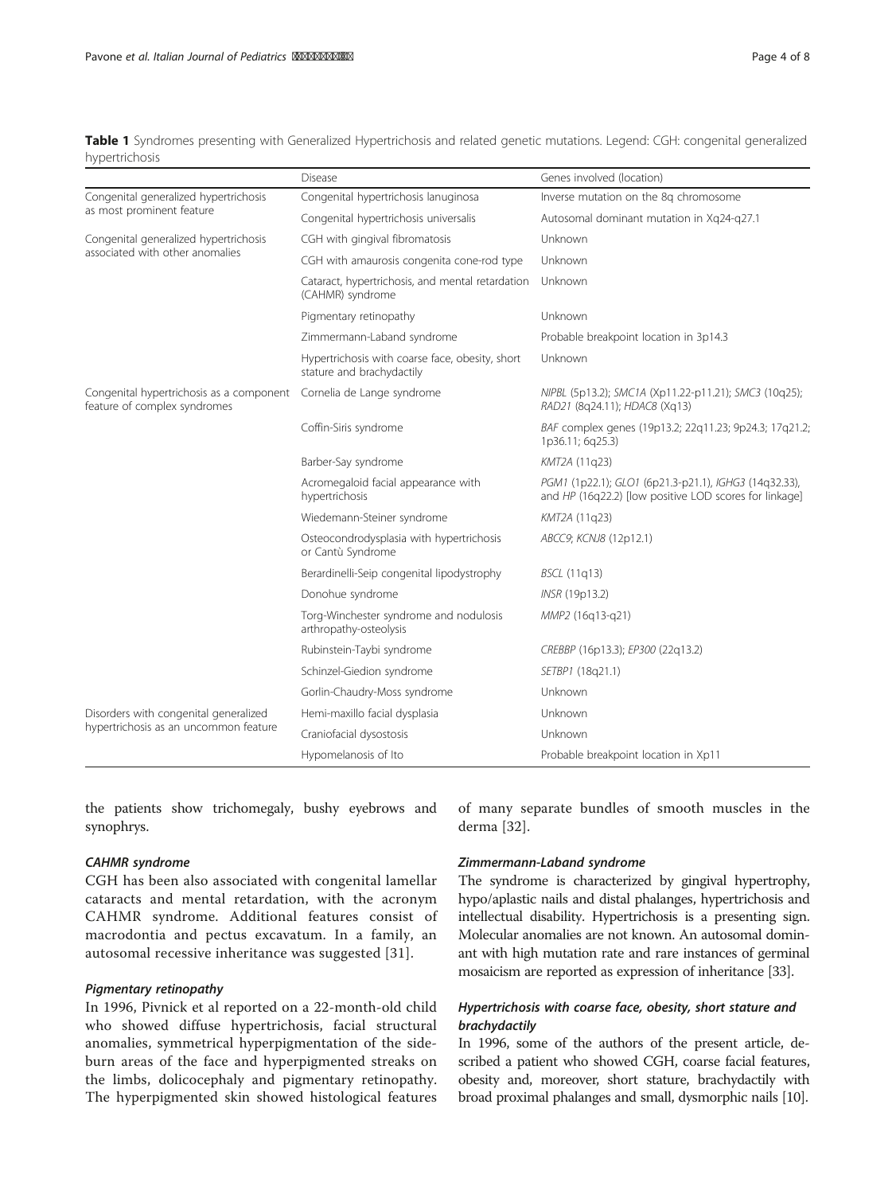**Table 1** Syndromes presenting with Generalized Hypertrichosis and related genetic mutations. Legend: CGH: congenital generalized hypertrichosis

| | Disease | Genes involved (location) |
|---|---|---|
| Congenital generalized hypertrichosis as most prominent feature | Congenital hypertrichosis lanuginosa | Inverse mutation on the 8q chromosome |
| | Congenital hypertrichosis universalis | Autosomal dominant mutation in Xq24-q27.1 |
| Congenital generalized hypertrichosis associated with other anomalies | CGH with gingival fibromatosis | Unknown |
| | CGH with amaurosis congenita cone-rod type | Unknown |
| | Cataract, hypertrichosis, and mental retardation (CAHMR) syndrome | Unknown |
| | Pigmentary retinopathy | Unknown |
| | Zimmermann-Laband syndrome | Probable breakpoint location in 3p14.3 |
| | Hypertrichosis with coarse face, obesity, short stature and brachydactily | Unknown |
| Congenital hypertrichosis as a component feature of complex syndromes | Cornelia de Lange syndrome | *NIPBL* (5p13.2); *SMC1A* (Xp11.22-p11.21); *SMC3* (10q25); *RAD21* (8q24.11); *HDAC8* (Xq13) |
| | Coffin-Siris syndrome | *BAF* complex genes (19p13.2; 22q11.23; 9p24.3; 17q21.2; 1p36.11; 6q25.3) |
| | Barber-Say syndrome | *KMT2A* (11q23) |
| | Acromegaloid facial appearance with hypertrichosis | *PGM1* (1p22.1); *GLO1* (6p21.3-p21.1), *IGHG3* (14q32.33), and *HP* (16q22.2) [low positive LOD scores for linkage] |
| | Wiedemann-Steiner syndrome | *KMT2A* (11q23) |
| | Osteocondrodysplasia with hypertrichosis or Cantù Syndrome | *ABCC9*; *KCNJ8* (12p12.1) |
| | Berardinelli-Seip congenital lipodystrophy | *BSCL* (11q13) |
| | Donohue syndrome | *INSR* (19p13.2) |
| | Torg-Winchester syndrome and nodulosis arthropathy-osteolysis | *MMP2* (16q13-q21) |
| | Rubinstein-Taybi syndrome | *CREBBP* (16p13.3); *EP300* (22q13.2) |
| | Schinzel-Giedion syndrome | *SETBP1* (18q21.1) |
| | Gorlin-Chaudry-Moss syndrome | Unknown |
| Disorders with congenital generalized hypertrichosis as an uncommon feature | Hemi-maxillo facial dysplasia | Unknown |
| | Craniofacial dysostosis | Unknown |
| | Hypomelanosis of Ito | Probable breakpoint location in Xp11 |

the patients show trichomegaly, bushy eyebrows and synophrys.

#### *CAHMR syndrome*

CGH has been also associated with congenital lamellar cataracts and mental retardation, with the acronym CAHMR syndrome. Additional features consist of macrodontia and pectus excavatum. In a family, an autosomal recessive inheritance was suggested [31].

#### *Pigmentary retinopathy*

In 1996, Pivnick et al reported on a 22-month-old child who showed diffuse hypertrichosis, facial structural anomalies, symmetrical hyperpigmentation of the sideburn areas of the face and hyperpigmented streaks on the limbs, dolicocephaly and pigmentary retinopathy. The hyperpigmented skin showed histological features of many separate bundles of smooth muscles in the derma [32].

#### *Zimmermann-Laband syndrome*

The syndrome is characterized by gingival hypertrophy, hypo/aplastic nails and distal phalanges, hypertrichosis and intellectual disability. Hypertrichosis is a presenting sign. Molecular anomalies are not known. An autosomal dominant with high mutation rate and rare instances of germinal mosaicism are reported as expression of inheritance [33].

#### *Hypertrichosis with coarse face, obesity, short stature and brachydactily*

In 1996, some of the authors of the present article, described a patient who showed CGH, coarse facial features, obesity and, moreover, short stature, brachydactily with broad proximal phalanges and small, dysmorphic nails [10].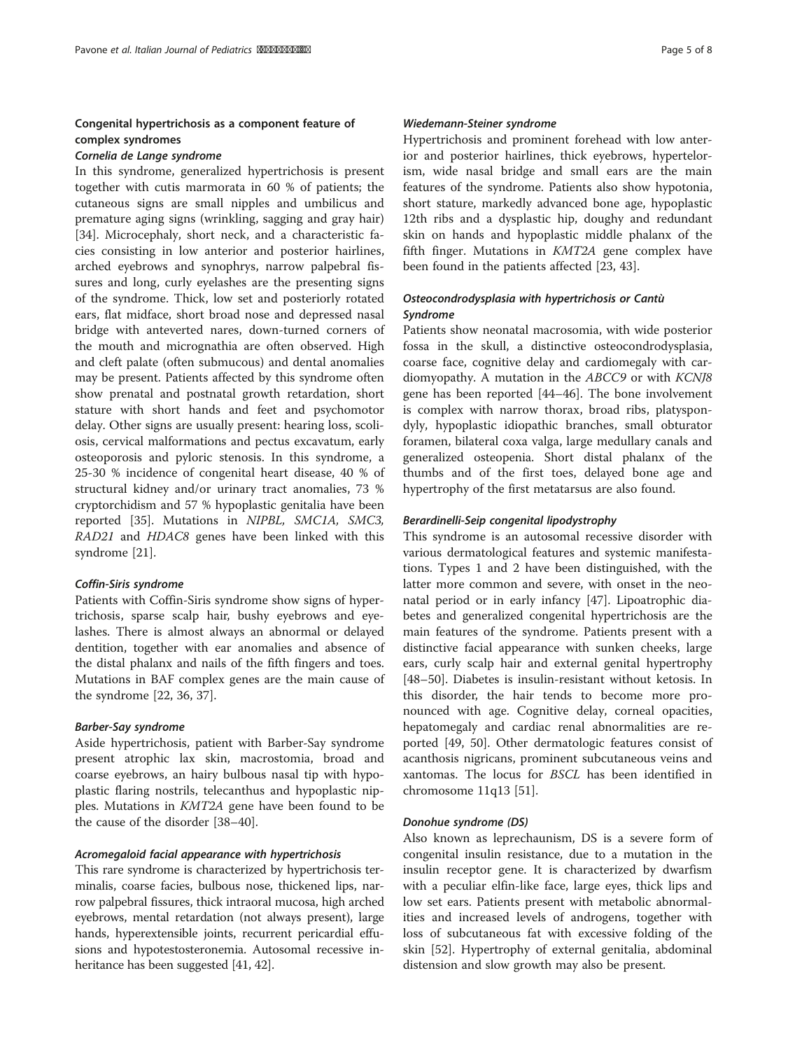## Congenital hypertrichosis as a component feature of complex syndromes

### Cornelia de Lange syndrome

In this syndrome, generalized hypertrichosis is present together with cutis marmorata in 60 % of patients; the cutaneous signs are small nipples and umbilicus and premature aging signs (wrinkling, sagging and gray hair) [34]. Microcephaly, short neck, and a characteristic facies consisting in low anterior and posterior hairlines, arched eyebrows and synophrys, narrow palpebral fissures and long, curly eyelashes are the presenting signs of the syndrome. Thick, low set and posteriorly rotated ears, flat midface, short broad nose and depressed nasal bridge with anteverted nares, down-turned corners of the mouth and micrognathia are often observed. High and cleft palate (often submucous) and dental anomalies may be present. Patients affected by this syndrome often show prenatal and postnatal growth retardation, short stature with short hands and feet and psychomotor delay. Other signs are usually present: hearing loss, scoliosis, cervical malformations and pectus excavatum, early osteoporosis and pyloric stenosis. In this syndrome, a 25-30 % incidence of congenital heart disease, 40 % of structural kidney and/or urinary tract anomalies, 73 % cryptorchidism and 57 % hypoplastic genitalia have been reported [35]. Mutations in *NIPBL, SMC1A, SMC3, RAD21* and *HDAC8* genes have been linked with this syndrome [21].

### Coffin-Siris syndrome

Patients with Coffin-Siris syndrome show signs of hypertrichosis, sparse scalp hair, bushy eyebrows and eyelashes. There is almost always an abnormal or delayed dentition, together with ear anomalies and absence of the distal phalanx and nails of the fifth fingers and toes. Mutations in BAF complex genes are the main cause of the syndrome [22, 36, 37].

### Barber-Say syndrome

Aside hypertrichosis, patient with Barber-Say syndrome present atrophic lax skin, macrostomia, broad and coarse eyebrows, an hairy bulbous nasal tip with hypoplastic flaring nostrils, telecanthus and hypoplastic nipples. Mutations in *KMT2A* gene have been found to be the cause of the disorder [38–40].

### Acromegaloid facial appearance with hypertrichosis

This rare syndrome is characterized by hypertrichosis terminalis, coarse facies, bulbous nose, thickened lips, narrow palpebral fissures, thick intraoral mucosa, high arched eyebrows, mental retardation (not always present), large hands, hyperextensible joints, recurrent pericardial effusions and hypotestosteronemia. Autosomal recessive inheritance has been suggested [41, 42].

### Wiedemann-Steiner syndrome

Hypertrichosis and prominent forehead with low anterior and posterior hairlines, thick eyebrows, hypertelorism, wide nasal bridge and small ears are the main features of the syndrome. Patients also show hypotonia, short stature, markedly advanced bone age, hypoplastic 12th ribs and a dysplastic hip, doughy and redundant skin on hands and hypoplastic middle phalanx of the fifth finger. Mutations in *KMT2A* gene complex have been found in the patients affected [23, 43].

### Osteocondrodysplasia with hypertrichosis or Cantù Syndrome

Patients show neonatal macrosomia, with wide posterior fossa in the skull, a distinctive osteocondrodysplasia, coarse face, cognitive delay and cardiomegaly with cardiomyopathy. A mutation in the *ABCC9* or with *KCNJ8* gene has been reported [44–46]. The bone involvement is complex with narrow thorax, broad ribs, platyspondyly, hypoplastic idiopathic branches, small obturator foramen, bilateral coxa valga, large medullary canals and generalized osteopenia. Short distal phalanx of the thumbs and of the first toes, delayed bone age and hypertrophy of the first metatarsus are also found.

### Berardinelli-Seip congenital lipodystrophy

This syndrome is an autosomal recessive disorder with various dermatological features and systemic manifestations. Types 1 and 2 have been distinguished, with the latter more common and severe, with onset in the neonatal period or in early infancy [47]. Lipoatrophic diabetes and generalized congenital hypertrichosis are the main features of the syndrome. Patients present with a distinctive facial appearance with sunken cheeks, large ears, curly scalp hair and external genital hypertrophy [48–50]. Diabetes is insulin-resistant without ketosis. In this disorder, the hair tends to become more pronounced with age. Cognitive delay, corneal opacities, hepatomegaly and cardiac renal abnormalities are reported [49, 50]. Other dermatologic features consist of acanthosis nigricans, prominent subcutaneous veins and xantomas. The locus for *BSCL* has been identified in chromosome 11q13 [51].

### Donohue syndrome (DS)

Also known as leprechaunism, DS is a severe form of congenital insulin resistance, due to a mutation in the insulin receptor gene. It is characterized by dwarfism with a peculiar elfin-like face, large eyes, thick lips and low set ears. Patients present with metabolic abnormalities and increased levels of androgens, together with loss of subcutaneous fat with excessive folding of the skin [52]. Hypertrophy of external genitalia, abdominal distension and slow growth may also be present.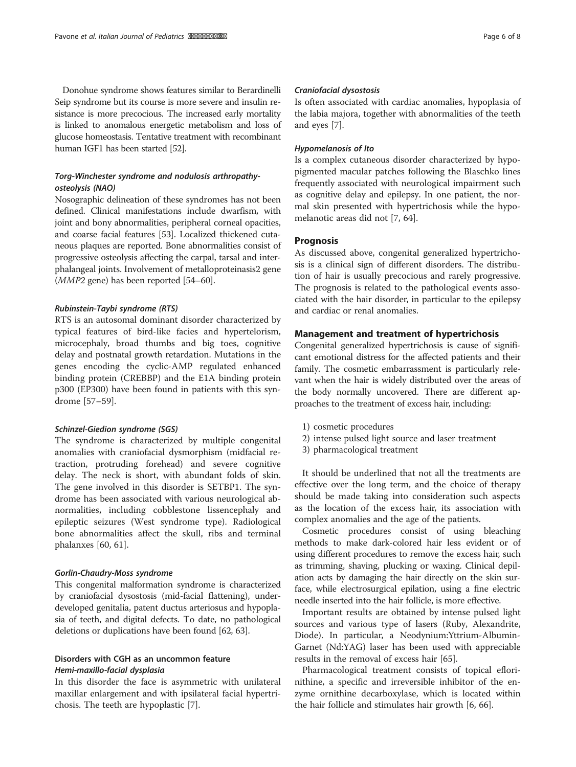Donohue syndrome shows features similar to Berardinelli Seip syndrome but its course is more severe and insulin resistance is more precocious. The increased early mortality is linked to anomalous energetic metabolism and loss of glucose homeostasis. Tentative treatment with recombinant human IGF1 has been started [52].

#### *Torg-Winchester syndrome and nodulosis arthropathy-osteolysis (NAO)*

Nosographic delineation of these syndromes has not been defined. Clinical manifestations include dwarfism, with joint and bony abnormalities, peripheral corneal opacities, and coarse facial features [53]. Localized thickened cutaneous plaques are reported. Bone abnormalities consist of progressive osteolysis affecting the carpal, tarsal and interphalangeal joints. Involvement of metalloproteinasis2 gene (*MMP2* gene) has been reported [54–60].

#### *Rubinstein-Taybi syndrome (RTS)*

RTS is an autosomal dominant disorder characterized by typical features of bird-like facies and hypertelorism, microcephaly, broad thumbs and big toes, cognitive delay and postnatal growth retardation. Mutations in the genes encoding the cyclic-AMP regulated enhanced binding protein (CREBBP) and the E1A binding protein p300 (EP300) have been found in patients with this syndrome [57–59].

#### *Schinzel-Giedion syndrome (SGS)*

The syndrome is characterized by multiple congenital anomalies with craniofacial dysmorphism (midfacial retraction, protruding forehead) and severe cognitive delay. The neck is short, with abundant folds of skin. The gene involved in this disorder is SETBP1. The syndrome has been associated with various neurological abnormalities, including cobblestone lissencephaly and epileptic seizures (West syndrome type). Radiological bone abnormalities affect the skull, ribs and terminal phalanxes [60, 61].

#### *Gorlin-Chaudry-Moss syndrome*

This congenital malformation syndrome is characterized by craniofacial dysostosis (mid-facial flattening), underdeveloped genitalia, patent ductus arteriosus and hypoplasia of teeth, and digital defects. To date, no pathological deletions or duplications have been found [62, 63].

### Disorders with CGH as an uncommon feature

#### *Hemi-maxillo-facial dysplasia*

In this disorder the face is asymmetric with unilateral maxillar enlargement and with ipsilateral facial hypertrichosis. The teeth are hypoplastic [7].

#### *Craniofacial dysostosis*

Is often associated with cardiac anomalies, hypoplasia of the labia majora, together with abnormalities of the teeth and eyes [7].

#### *Hypomelanosis of Ito*

Is a complex cutaneous disorder characterized by hypopigmented macular patches following the Blaschko lines frequently associated with neurological impairment such as cognitive delay and epilepsy. In one patient, the normal skin presented with hypertrichosis while the hypomelanotic areas did not [7, 64].

## Prognosis

As discussed above, congenital generalized hypertrichosis is a clinical sign of different disorders. The distribution of hair is usually precocious and rarely progressive. The prognosis is related to the pathological events associated with the hair disorder, in particular to the epilepsy and cardiac or renal anomalies.

## Management and treatment of hypertrichosis

Congenital generalized hypertrichosis is cause of significant emotional distress for the affected patients and their family. The cosmetic embarrassment is particularly relevant when the hair is widely distributed over the areas of the body normally uncovered. There are different approaches to the treatment of excess hair, including:

1) cosmetic procedures
2) intense pulsed light source and laser treatment
3) pharmacological treatment

It should be underlined that not all the treatments are effective over the long term, and the choice of therapy should be made taking into consideration such aspects as the location of the excess hair, its association with complex anomalies and the age of the patients.

Cosmetic procedures consist of using bleaching methods to make dark-colored hair less evident or of using different procedures to remove the excess hair, such as trimming, shaving, plucking or waxing. Clinical depilation acts by damaging the hair directly on the skin surface, while electrosurgical epilation, using a fine electric needle inserted into the hair follicle, is more effective.

Important results are obtained by intense pulsed light sources and various type of lasers (Ruby, Alexandrite, Diode). In particular, a Neodymium:Yttrium-Albumin-Garnet (Nd:YAG) laser has been used with appreciable results in the removal of excess hair [65].

Pharmacological treatment consists of topical eflorinithine, a specific and irreversible inhibitor of the enzyme ornithine decarboxylase, which is located within the hair follicle and stimulates hair growth [6, 66].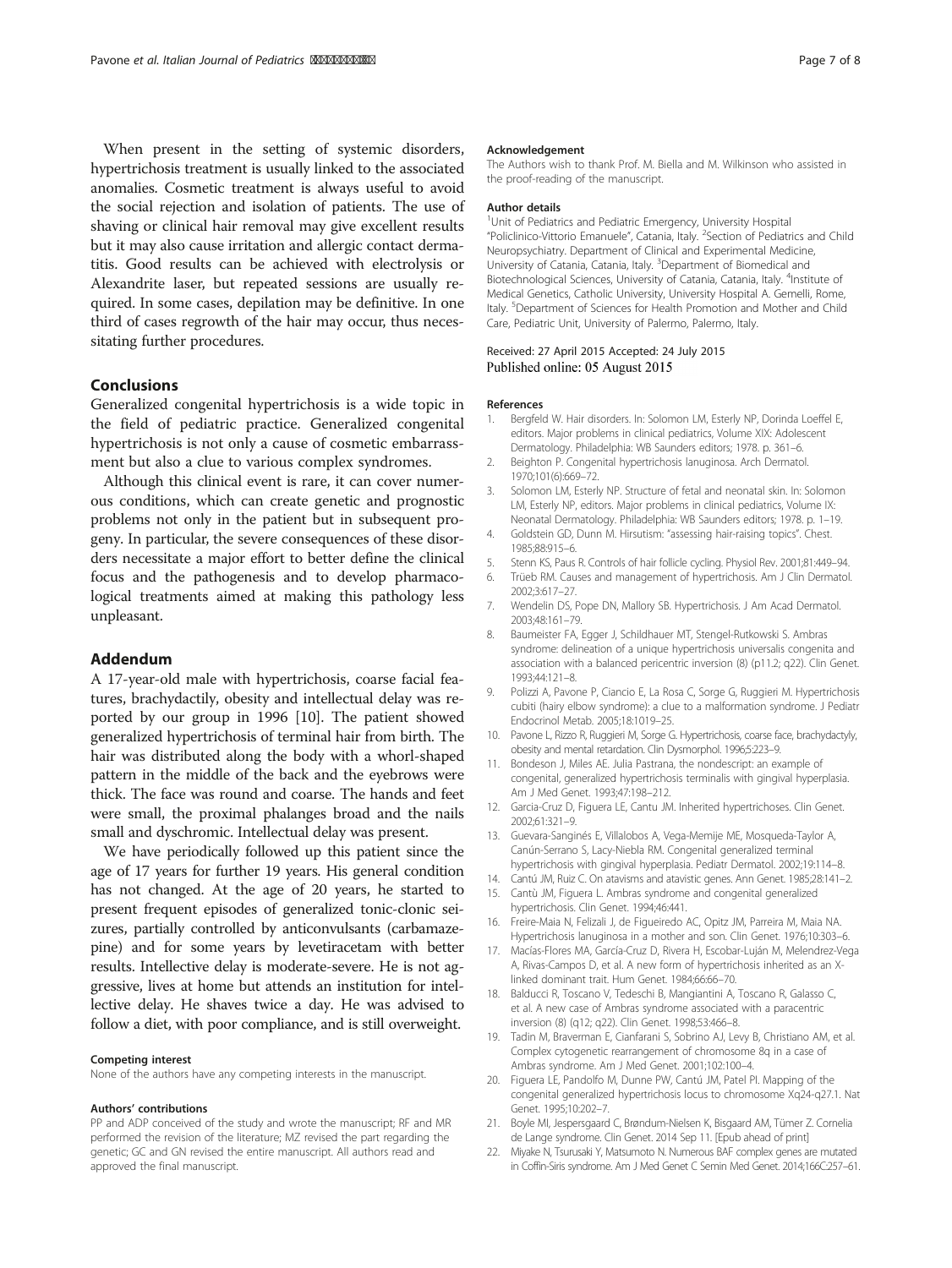When present in the setting of systemic disorders, hypertrichosis treatment is usually linked to the associated anomalies. Cosmetic treatment is always useful to avoid the social rejection and isolation of patients. The use of shaving or clinical hair removal may give excellent results but it may also cause irritation and allergic contact dermatitis. Good results can be achieved with electrolysis or Alexandrite laser, but repeated sessions are usually required. In some cases, depilation may be definitive. In one third of cases regrowth of the hair may occur, thus necessitating further procedures.

## Conclusions

Generalized congenital hypertrichosis is a wide topic in the field of pediatric practice. Generalized congenital hypertrichosis is not only a cause of cosmetic embarrassment but also a clue to various complex syndromes.

Although this clinical event is rare, it can cover numerous conditions, which can create genetic and prognostic problems not only in the patient but in subsequent progeny. In particular, the severe consequences of these disorders necessitate a major effort to better define the clinical focus and the pathogenesis and to develop pharmacological treatments aimed at making this pathology less unpleasant.

## Addendum

A 17-year-old male with hypertrichosis, coarse facial features, brachydactily, obesity and intellectual delay was reported by our group in 1996 [10]. The patient showed generalized hypertrichosis of terminal hair from birth. The hair was distributed along the body with a whorl-shaped pattern in the middle of the back and the eyebrows were thick. The face was round and coarse. The hands and feet were small, the proximal phalanges broad and the nails small and dyschromic. Intellectual delay was present.

We have periodically followed up this patient since the age of 17 years for further 19 years. His general condition has not changed. At the age of 20 years, he started to present frequent episodes of generalized tonic-clonic seizures, partially controlled by anticonvulsants (carbamazepine) and for some years by levetiracetam with better results. Intellective delay is moderate-severe. He is not aggressive, lives at home but attends an institution for intellective delay. He shaves twice a day. He was advised to follow a diet, with poor compliance, and is still overweight.

#### Competing interest

None of the authors have any competing interests in the manuscript.

#### Authors' contributions

PP and ADP conceived of the study and wrote the manuscript; RF and MR performed the revision of the literature; MZ revised the part regarding the genetic; GC and GN revised the entire manuscript. All authors read and approved the final manuscript.

#### Acknowledgement

The Authors wish to thank Prof. M. Biella and M. Wilkinson who assisted in the proof-reading of the manuscript.

#### Author details

[1]Unit of Pediatrics and Pediatric Emergency, University Hospital "Policlinico-Vittorio Emanuele", Catania, Italy. [2]Section of Pediatrics and Child Neuropsychiatry. Department of Clinical and Experimental Medicine, University of Catania, Catania, Italy. [3]Department of Biomedical and Biotechnological Sciences, University of Catania, Catania, Italy. [4]Institute of Medical Genetics, Catholic University, University Hospital A. Gemelli, Rome, Italy. [5]Department of Sciences for Health Promotion and Mother and Child Care, Pediatric Unit, University of Palermo, Palermo, Italy.

Received: 27 April 2015 Accepted: 24 July 2015
Published online: 05 August 2015

#### References

1. Bergfeld W. Hair disorders. In: Solomon LM, Esterly NP, Dorinda Loeffel E, editors. Major problems in clinical pediatrics, Volume XIX: Adolescent Dermatology. Philadelphia: WB Saunders editors; 1978. p. 361–6.
2. Beighton P. Congenital hypertrichosis lanuginosa. Arch Dermatol. 1970;101(6):669–72.
3. Solomon LM, Esterly NP. Structure of fetal and neonatal skin. In: Solomon LM, Esterly NP, editors. Major problems in clinical pediatrics, Volume IX: Neonatal Dermatology. Philadelphia: WB Saunders editors; 1978. p. 1–19.
4. Goldstein GD, Dunn M. Hirsutism: "assessing hair-raising topics". Chest. 1985;88:915–6.
5. Stenn KS, Paus R. Controls of hair follicle cycling. Physiol Rev. 2001;81:449–94.
6. Trüeb RM. Causes and management of hypertrichosis. Am J Clin Dermatol. 2002;3:617–27.
7. Wendelin DS, Pope DN, Mallory SB. Hypertrichosis. J Am Acad Dermatol. 2003;48:161–79.
8. Baumeister FA, Egger J, Schildhauer MT, Stengel-Rutkowski S. Ambras syndrome: delineation of a unique hypertrichosis universalis congenita and association with a balanced pericentric inversion (8) (p11.2; q22). Clin Genet. 1993;44:121–8.
9. Polizzi A, Pavone P, Ciancio E, La Rosa C, Sorge G, Ruggieri M. Hypertrichosis cubiti (hairy elbow syndrome): a clue to a malformation syndrome. J Pediatr Endocrinol Metab. 2005;18:1019–25.
10. Pavone L, Rizzo R, Ruggieri M, Sorge G. Hypertrichosis, coarse face, brachydactyly, obesity and mental retardation. Clin Dysmorphol. 1996;5:223–9.
11. Bondeson J, Miles AE. Julia Pastrana, the nondescript: an example of congenital, generalized hypertrichosis terminalis with gingival hyperplasia. Am J Med Genet. 1993;47:198–212.
12. Garcia-Cruz D, Figuera LE, Cantu JM. Inherited hypertrichoses. Clin Genet. 2002;61:321–9.
13. Guevara-Sanginés E, Villalobos A, Vega-Memije ME, Mosqueda-Taylor A, Canún-Serrano S, Lacy-Niebla RM. Congenital generalized terminal hypertrichosis with gingival hyperplasia. Pediatr Dermatol. 2002;19:114–8.
14. Cantú JM, Ruiz C. On atavisms and atavistic genes. Ann Genet. 1985;28:141–2.
15. Cantù JM, Figuera L. Ambras syndrome and congenital generalized hypertrichosis. Clin Genet. 1994;46:441.
16. Freire-Maia N, Felizali J, de Figueiredo AC, Opitz JM, Parreira M, Maia NA. Hypertrichosis lanuginosa in a mother and son. Clin Genet. 1976;10:303–6.
17. Macías-Flores MA, García-Cruz D, Rivera H, Escobar-Luján M, Melendrez-Vega A, Rivas-Campos D, et al. A new form of hypertrichosis inherited as an X-linked dominant trait. Hum Genet. 1984;66:66–70.
18. Balducci R, Toscano V, Tedeschi B, Mangiantini A, Toscano R, Galasso C, et al. A new case of Ambras syndrome associated with a paracentric inversion (8) (q12; q22). Clin Genet. 1998;53:466–8.
19. Tadin M, Braverman E, Cianfarani S, Sobrino AJ, Levy B, Christiano AM, et al. Complex cytogenetic rearrangement of chromosome 8q in a case of Ambras syndrome. Am J Med Genet. 2001;102:100–4.
20. Figuera LE, Pandolfo M, Dunne PW, Cantú JM, Patel PI. Mapping of the congenital generalized hypertrichosis locus to chromosome Xq24-q27.1. Nat Genet. 1995;10:202–7.
21. Boyle MI, Jespersgaard C, Brøndum-Nielsen K, Bisgaard AM, Tümer Z. Cornelia de Lange syndrome. Clin Genet. 2014 Sep 11. [Epub ahead of print]
22. Miyake N, Tsurusaki Y, Matsumoto N. Numerous BAF complex genes are mutated in Coffin-Siris syndrome. Am J Med Genet C Semin Med Genet. 2014;166C:257–61.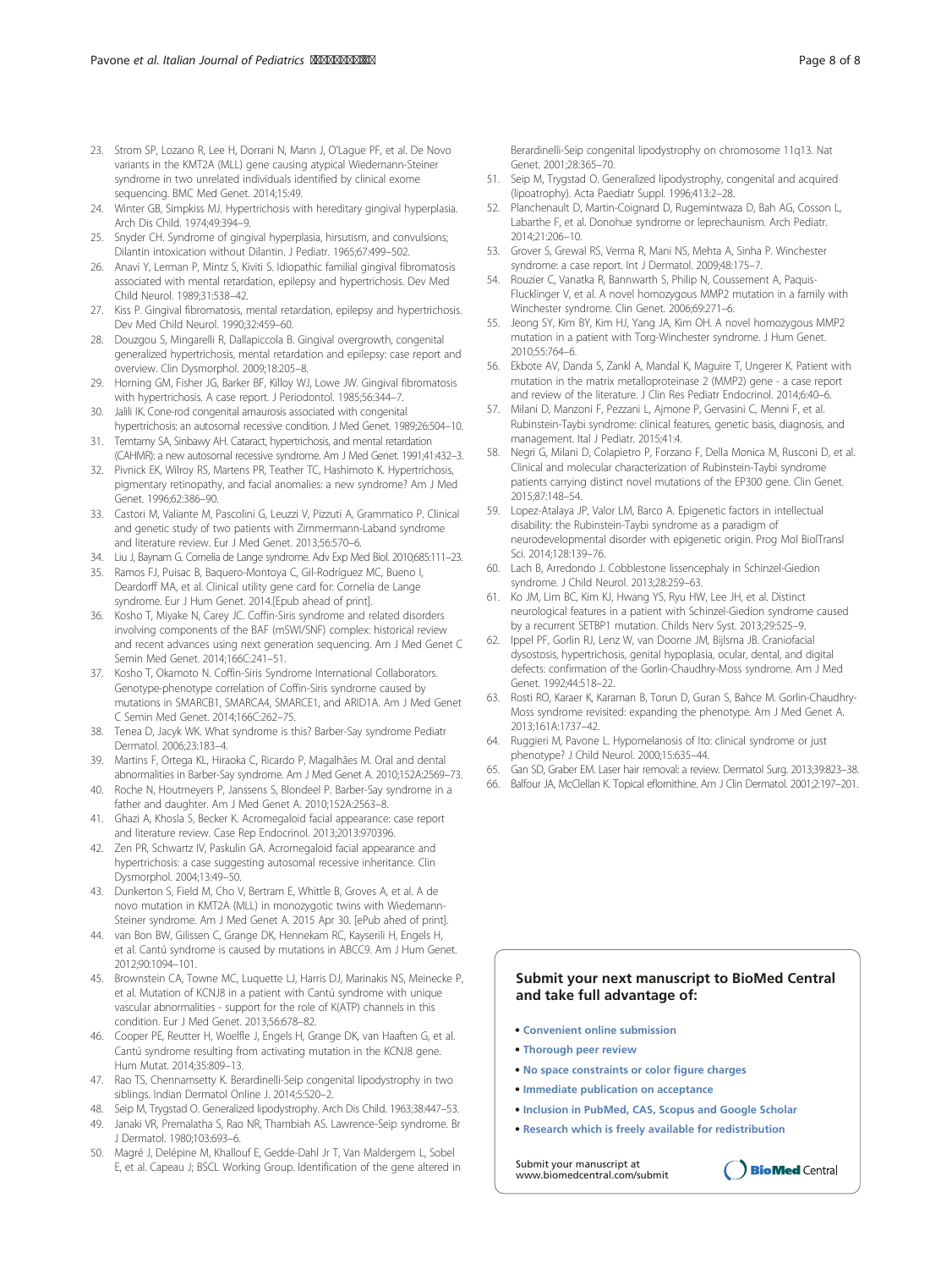23. Strom SP, Lozano R, Lee H, Dorrani N, Mann J, O'Lague PF, et al. De Novo variants in the KMT2A (MLL) gene causing atypical Wiedemann-Steiner syndrome in two unrelated individuals identified by clinical exome sequencing. BMC Med Genet. 2014;15:49.
24. Winter GB, Simpkiss MJ. Hypertrichosis with hereditary gingival hyperplasia. Arch Dis Child. 1974;49:394–9.
25. Snyder CH. Syndrome of gingival hyperplasia, hirsutism, and convulsions; Dilantin intoxication without Dilantin. J Pediatr. 1965;67:499–502.
26. Anavi Y, Lerman P, Mintz S, Kiviti S. Idiopathic familial gingival fibromatosis associated with mental retardation, epilepsy and hypertrichosis. Dev Med Child Neurol. 1989;31:538–42.
27. Kiss P. Gingival fibromatosis, mental retardation, epilepsy and hypertrichosis. Dev Med Child Neurol. 1990;32:459–60.
28. Douzgou S, Mingarelli R, Dallapiccola B. Gingival overgrowth, congenital generalized hypertrichosis, mental retardation and epilepsy: case report and overview. Clin Dysmorphol. 2009;18:205–8.
29. Horning GM, Fisher JG, Barker BF, Killoy WJ, Lowe JW. Gingival fibromatosis with hypertrichosis. A case report. J Periodontol. 1985;56:344–7.
30. Jalili IK. Cone-rod congenital amaurosis associated with congenital hypertrichosis: an autosomal recessive condition. J Med Genet. 1989;26:504–10.
31. Temtamy SA, Sinbawy AH. Cataract, hypertrichosis, and mental retardation (CAHMR): a new autosomal recessive syndrome. Am J Med Genet. 1991;41:432–3.
32. Pivnick EK, Wilroy RS, Martens PR, Teather TC, Hashimoto K. Hypertrichosis, pigmentary retinopathy, and facial anomalies: a new syndrome? Am J Med Genet. 1996;62:386–90.
33. Castori M, Valiante M, Pascolini G, Leuzzi V, Pizzuti A, Grammatico P. Clinical and genetic study of two patients with Zimmermann-Laband syndrome and literature review. Eur J Med Genet. 2013;56:570–6.
34. Liu J, Baynam G. Cornelia de Lange syndrome. Adv Exp Med Biol. 2010;685:111–23.
35. Ramos FJ, Puisac B, Baquero-Montoya C, Gil-Rodríguez MC, Bueno I, Deardorff MA, et al. Clinical utility gene card for: Cornelia de Lange syndrome. Eur J Hum Genet. 2014.[Epub ahead of print].
36. Kosho T, Miyake N, Carey JC. Coffin-Siris syndrome and related disorders involving components of the BAF (mSWI/SNF) complex: historical review and recent advances using next generation sequencing. Am J Med Genet C Semin Med Genet. 2014;166C:241–51.
37. Kosho T, Okamoto N. Coffin-Siris Syndrome International Collaborators. Genotype-phenotype correlation of Coffin-Siris syndrome caused by mutations in SMARCB1, SMARCA4, SMARCE1, and ARID1A. Am J Med Genet C Semin Med Genet. 2014;166C:262–75.
38. Tenea D, Jacyk WK. What syndrome is this? Barber-Say syndrome Pediatr Dermatol. 2006;23:183–4.
39. Martins F, Ortega KL, Hiraoka C, Ricardo P, Magalhães M. Oral and dental abnormalities in Barber-Say syndrome. Am J Med Genet A. 2010;152A:2569–73.
40. Roche N, Houtmeyers P, Janssens S, Blondeel P. Barber-Say syndrome in a father and daughter. Am J Med Genet A. 2010;152A:2563–8.
41. Ghazi A, Khosla S, Becker K. Acromegaloid facial appearance: case report and literature review. Case Rep Endocrinol. 2013;2013:970396.
42. Zen PR, Schwartz IV, Paskulin GA. Acromegaloid facial appearance and hypertrichosis: a case suggesting autosomal recessive inheritance. Clin Dysmorphol. 2004;13:49–50.
43. Dunkerton S, Field M, Cho V, Bertram E, Whittle B, Groves A, et al. A de novo mutation in KMT2A (MLL) in monozygotic twins with Wiedemann-Steiner syndrome. Am J Med Genet A. 2015 Apr 30. [ePub ahed of print].
44. van Bon BW, Gilissen C, Grange DK, Hennekam RC, Kayserili H, Engels H, et al. Cantú syndrome is caused by mutations in ABCC9. Am J Hum Genet. 2012;90:1094–101.
45. Brownstein CA, Towne MC, Luquette LJ, Harris DJ, Marinakis NS, Meinecke P, et al. Mutation of KCNJ8 in a patient with Cantú syndrome with unique vascular abnormalities - support for the role of K(ATP) channels in this condition. Eur J Med Genet. 2013;56:678–82.
46. Cooper PE, Reutter H, Woelfle J, Engels H, Grange DK, van Haaften G, et al. Cantú syndrome resulting from activating mutation in the KCNJ8 gene. Hum Mutat. 2014;35:809–13.
47. Rao TS, Chennamsetty K. Berardinelli-Seip congenital lipodystrophy in two siblings. Indian Dermatol Online J. 2014;5:S20–2.
48. Seip M, Trygstad O. Generalized lipodystrophy. Arch Dis Child. 1963;38:447–53.
49. Janaki VR, Premalatha S, Rao NR, Thambiah AS. Lawrence-Seip syndrome. Br J Dermatol. 1980;103:693–6.
50. Magré J, Delépine M, Khallouf E, Gedde-Dahl Jr T, Van Maldergem L, Sobel E, et al. Capeau J; BSCL Working Group. Identification of the gene altered in Berardinelli-Seip congenital lipodystrophy on chromosome 11q13. Nat Genet. 2001;28:365–70.
51. Seip M, Trygstad O. Generalized lipodystrophy, congenital and acquired (lipoatrophy). Acta Paediatr Suppl. 1996;413:2–28.
52. Planchenault D, Martin-Coignard D, Rugemintwaza D, Bah AG, Cosson L, Labarthe F, et al. Donohue syndrome or leprechaunism. Arch Pediatr. 2014;21:206–10.
53. Grover S, Grewal RS, Verma R, Mani NS, Mehta A, Sinha P. Winchester syndrome: a case report. Int J Dermatol. 2009;48:175–7.
54. Rouzier C, Vanatka R, Bannwarth S, Philip N, Coussement A, Paquis-Flucklinger V, et al. A novel homozygous MMP2 mutation in a family with Winchester syndrome. Clin Genet. 2006;69:271–6.
55. Jeong SY, Kim BY, Kim HJ, Yang JA, Kim OH. A novel homozygous MMP2 mutation in a patient with Torg-Winchester syndrome. J Hum Genet. 2010;55:764–6.
56. Ekbote AV, Danda S, Zankl A, Mandal K, Maguire T, Ungerer K. Patient with mutation in the matrix metalloproteinase 2 (MMP2) gene - a case report and review of the literature. J Clin Res Pediatr Endocrinol. 2014;6:40–6.
57. Milani D, Manzoni F, Pezzani L, Ajmone P, Gervasini C, Menni F, et al. Rubinstein-Taybi syndrome: clinical features, genetic basis, diagnosis, and management. Ital J Pediatr. 2015;41:4.
58. Negri G, Milani D, Colapietro P, Forzano F, Della Monica M, Rusconi D, et al. Clinical and molecular characterization of Rubinstein-Taybi syndrome patients carrying distinct novel mutations of the EP300 gene. Clin Genet. 2015;87:148–54.
59. Lopez-Atalaya JP, Valor LM, Barco A. Epigenetic factors in intellectual disability: the Rubinstein-Taybi syndrome as a paradigm of neurodevelopmental disorder with epigenetic origin. Prog Mol BiolTransl Sci. 2014;128:139–76.
60. Lach B, Arredondo J. Cobblestone lissencephaly in Schinzel-Giedion syndrome. J Child Neurol. 2013;28:259–63.
61. Ko JM, Lim BC, Kim KJ, Hwang YS, Ryu HW, Lee JH, et al. Distinct neurological features in a patient with Schinzel-Giedion syndrome caused by a recurrent SETBP1 mutation. Childs Nerv Syst. 2013;29:525–9.
62. Ippel PF, Gorlin RJ, Lenz W, van Doorne JM, Bijlsma JB. Craniofacial dysostosis, hypertrichosis, genital hypoplasia, ocular, dental, and digital defects: confirmation of the Gorlin-Chaudhry-Moss syndrome. Am J Med Genet. 1992;44:518–22.
63. Rosti RO, Karaer K, Karaman B, Torun D, Guran S, Bahce M. Gorlin-Chaudhry-Moss syndrome revisited: expanding the phenotype. Am J Med Genet A. 2013;161A:1737–42.
64. Ruggieri M, Pavone L. Hypomelanosis of Ito: clinical syndrome or just phenotype? J Child Neurol. 2000;15:635–44.
65. Gan SD, Graber EM. Laser hair removal: a review. Dermatol Surg. 2013;39:823–38.
66. Balfour JA, McClellan K. Topical eflornithine. Am J Clin Dermatol. 2001;2:197–201.

**Submit your next manuscript to BioMed Central and take full advantage of:**

- **Convenient online submission**
- **Thorough peer review**
- **No space constraints or color figure charges**
- **Immediate publication on acceptance**
- **Inclusion in PubMed, CAS, Scopus and Google Scholar**
- **Research which is freely available for redistribution**

Submit your manuscript at
www.biomedcentral.com/submit

BioMed Central